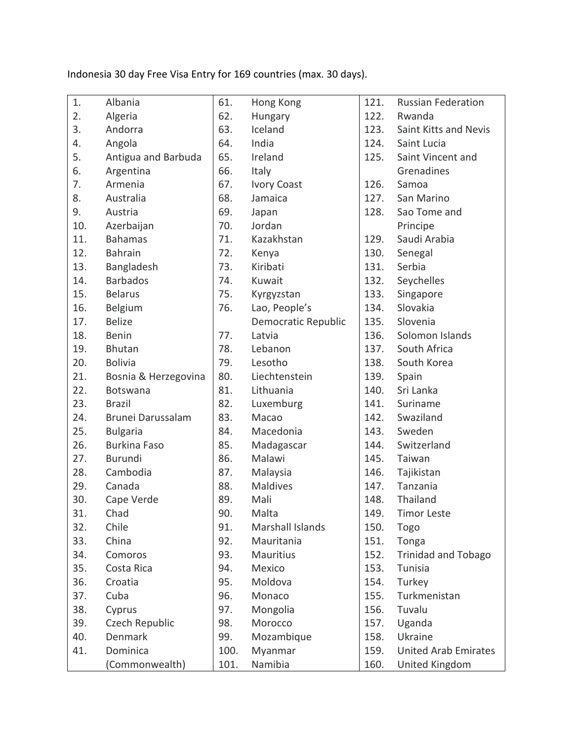Indonesia 30 day Free Visa Entry for 169 countries (max. 30 days).

| 1. | Albania | 61. | Hong Kong | 121. | Russian Federation |
|---|---|---|---|---|---|
| 2. | Algeria | 62. | Hungary | 122. | Rwanda |
| 3. | Andorra | 63. | Iceland | 123. | Saint Kitts and Nevis |
| 4. | Angola | 64. | India | 124. | Saint Lucia |
| 5. | Antigua and Barbuda | 65. | Ireland | 125. | Saint Vincent and Grenadines |
| 6. | Argentina | 66. | Italy | 126. | Samoa |
| 7. | Armenia | 67. | Ivory Coast | 127. | San Marino |
| 8. | Australia | 68. | Jamaica | 128. | Sao Tome and Principe |
| 9. | Austria | 69. | Japan | 129. | Saudi Arabia |
| 10. | Azerbaijan | 70. | Jordan | 130. | Senegal |
| 11. | Bahamas | 71. | Kazakhstan | 131. | Serbia |
| 12. | Bahrain | 72. | Kenya | 132. | Seychelles |
| 13. | Bangladesh | 73. | Kiribati | 133. | Singapore |
| 14. | Barbados | 74. | Kuwait | 134. | Slovakia |
| 15. | Belarus | 75. | Kyrgyzstan | 135. | Slovenia |
| 16. | Belgium | 76. | Lao, People's Democratic Republic | 136. | Solomon Islands |
| 17. | Belize | 77. | Latvia | 137. | South Africa |
| 18. | Benin | 78. | Lebanon | 138. | South Korea |
| 19. | Bhutan | 79. | Lesotho | 139. | Spain |
| 20. | Bolivia | 80. | Liechtenstein | 140. | Sri Lanka |
| 21. | Bosnia & Herzegovina | 81. | Lithuania | 141. | Suriname |
| 22. | Botswana | 82. | Luxemburg | 142. | Swaziland |
| 23. | Brazil | 83. | Macao | 143. | Sweden |
| 24. | Brunei Darussalam | 84. | Macedonia | 144. | Switzerland |
| 25. | Bulgaria | 85. | Madagascar | 145. | Taiwan |
| 26. | Burkina Faso | 86. | Malawi | 146. | Tajikistan |
| 27. | Burundi | 87. | Malaysia | 147. | Tanzania |
| 28. | Cambodia | 88. | Maldives | 148. | Thailand |
| 29. | Canada | 89. | Mali | 149. | Timor Leste |
| 30. | Cape Verde | 90. | Malta | 150. | Togo |
| 31. | Chad | 91. | Marshall Islands | 151. | Tonga |
| 32. | Chile | 92. | Mauritania | 152. | Trinidad and Tobago |
| 33. | China | 93. | Mauritius | 153. | Tunisia |
| 34. | Comoros | 94. | Mexico | 154. | Turkey |
| 35. | Costa Rica | 95. | Moldova | 155. | Turkmenistan |
| 36. | Croatia | 96. | Monaco | 156. | Tuvalu |
| 37. | Cuba | 97. | Mongolia | 157. | Uganda |
| 38. | Cyprus | 98. | Morocco | 158. | Ukraine |
| 39. | Czech Republic | 99. | Mozambique | 159. | United Arab Emirates |
| 40. | Denmark | 100. | Myanmar | 160. | United Kingdom |
| 41. | Dominica (Commonwealth) | 101. | Namibia | | |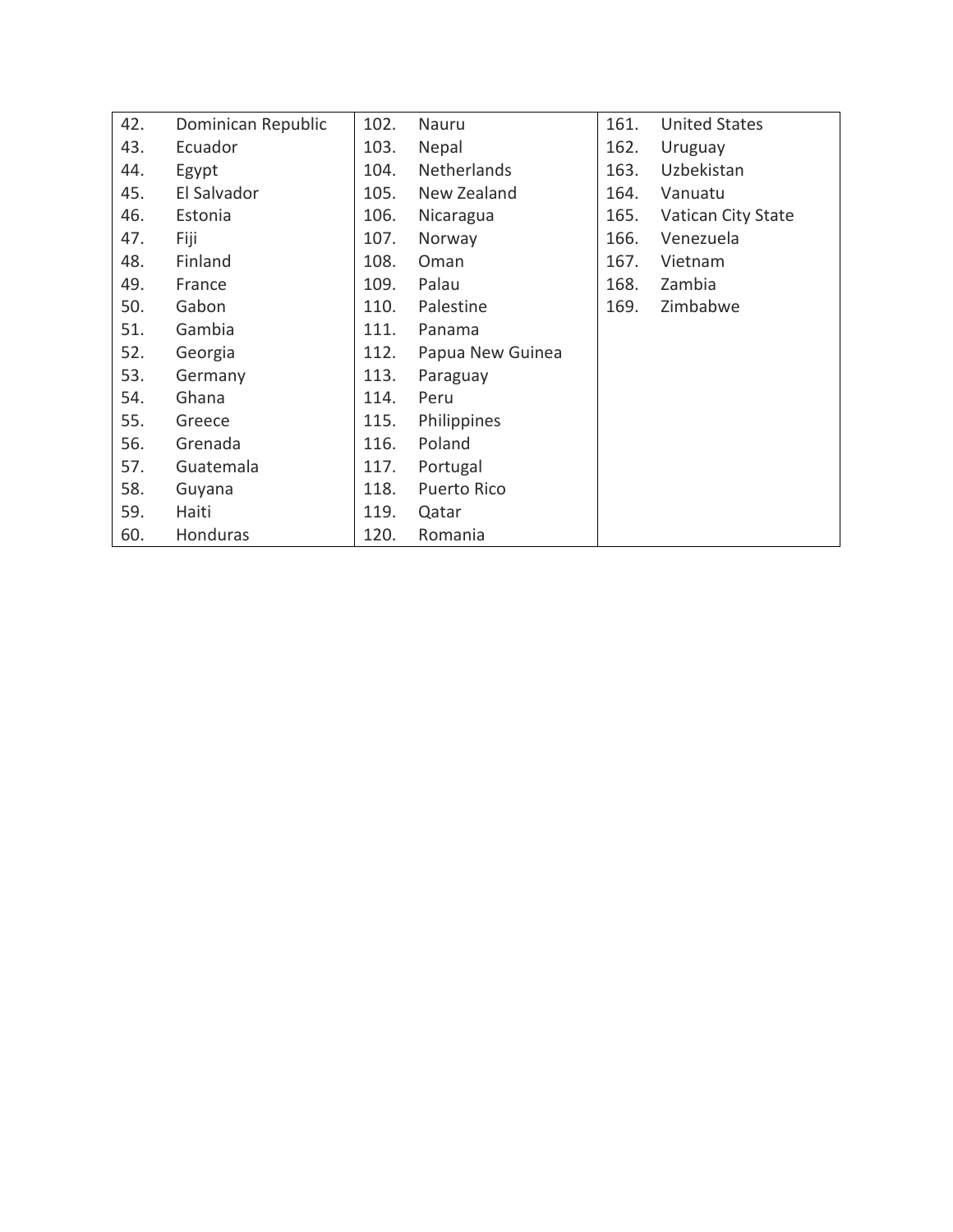| | | | | | |
|---|---|---|---|---|---|
| 42. | Dominican Republic | 102. | Nauru | 161. | United States |
| 43. | Ecuador | 103. | Nepal | 162. | Uruguay |
| 44. | Egypt | 104. | Netherlands | 163. | Uzbekistan |
| 45. | El Salvador | 105. | New Zealand | 164. | Vanuatu |
| 46. | Estonia | 106. | Nicaragua | 165. | Vatican City State |
| 47. | Fiji | 107. | Norway | 166. | Venezuela |
| 48. | Finland | 108. | Oman | 167. | Vietnam |
| 49. | France | 109. | Palau | 168. | Zambia |
| 50. | Gabon | 110. | Palestine | 169. | Zimbabwe |
| 51. | Gambia | 111. | Panama | | |
| 52. | Georgia | 112. | Papua New Guinea | | |
| 53. | Germany | 113. | Paraguay | | |
| 54. | Ghana | 114. | Peru | | |
| 55. | Greece | 115. | Philippines | | |
| 56. | Grenada | 116. | Poland | | |
| 57. | Guatemala | 117. | Portugal | | |
| 58. | Guyana | 118. | Puerto Rico | | |
| 59. | Haiti | 119. | Qatar | | |
| 60. | Honduras | 120. | Romania | | |